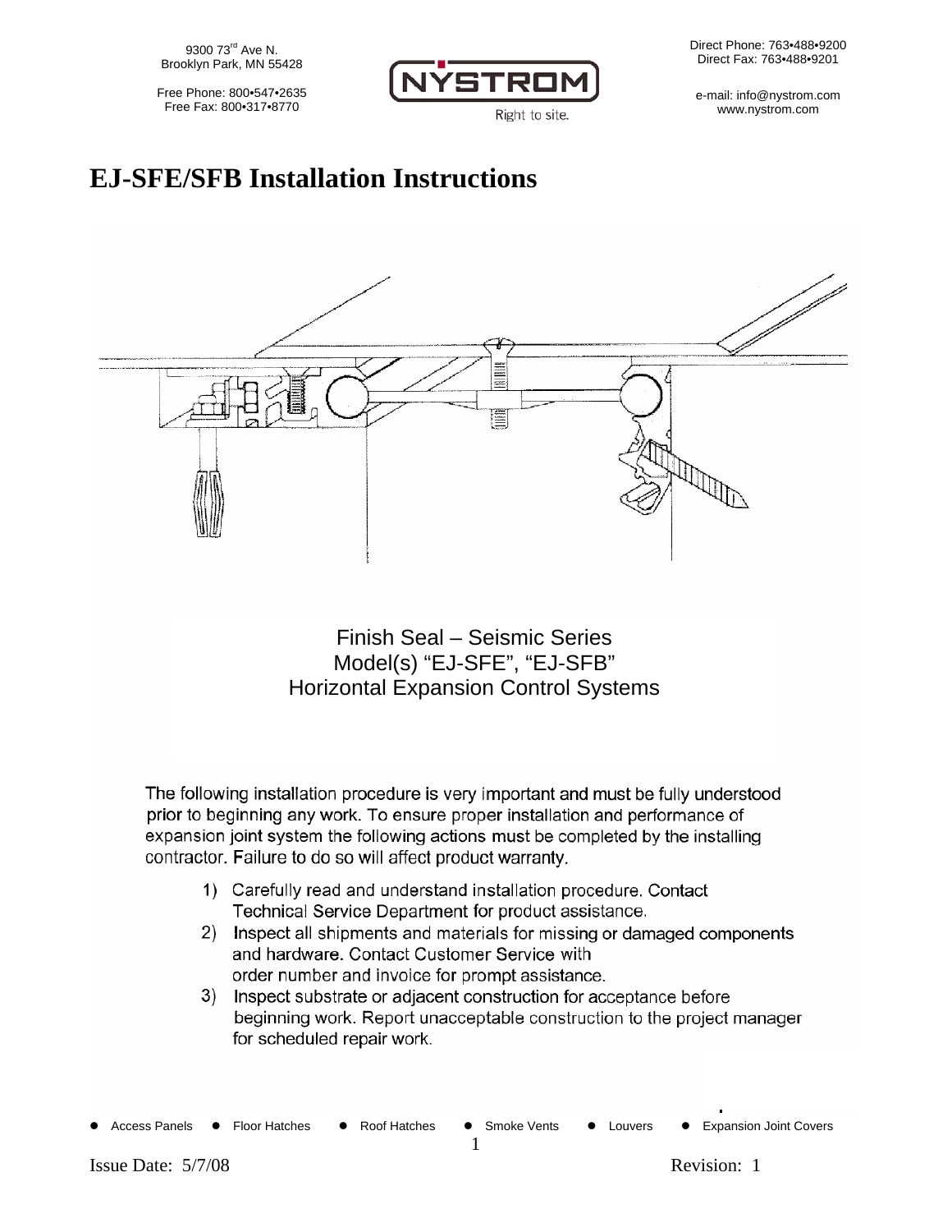9300 73rd Ave N.
Brooklyn Park, MN 55428

Free Phone: 800•547•2635
Free Fax: 800•317•8770

NYSTROM
Right to site.

Direct Phone: 763•488•9200
Direct Fax: 763•488•9201

e-mail: info@nystrom.com
www.nystrom.com

# EJ-SFE/SFB Installation Instructions

Finish Seal – Seismic Series
Model(s) "EJ-SFE", "EJ-SFB"
Horizontal Expansion Control Systems

The following installation procedure is very important and must be fully understood prior to beginning any work. To ensure proper installation and performance of expansion joint system the following actions must be completed by the installing contractor. Failure to do so will affect product warranty.

1) Carefully read and understand installation procedure. Contact Technical Service Department for product assistance.
2) Inspect all shipments and materials for missing or damaged components and hardware. Contact Customer Service with order number and invoice for prompt assistance.
3) Inspect substrate or adjacent construction for acceptance before beginning work. Report unacceptable construction to the project manager for scheduled repair work.

- Access Panels
- Floor Hatches
- Roof Hatches
- Smoke Vents
- Louvers
- Expansion Joint Covers

Issue Date: 5/7/08 Revision: 1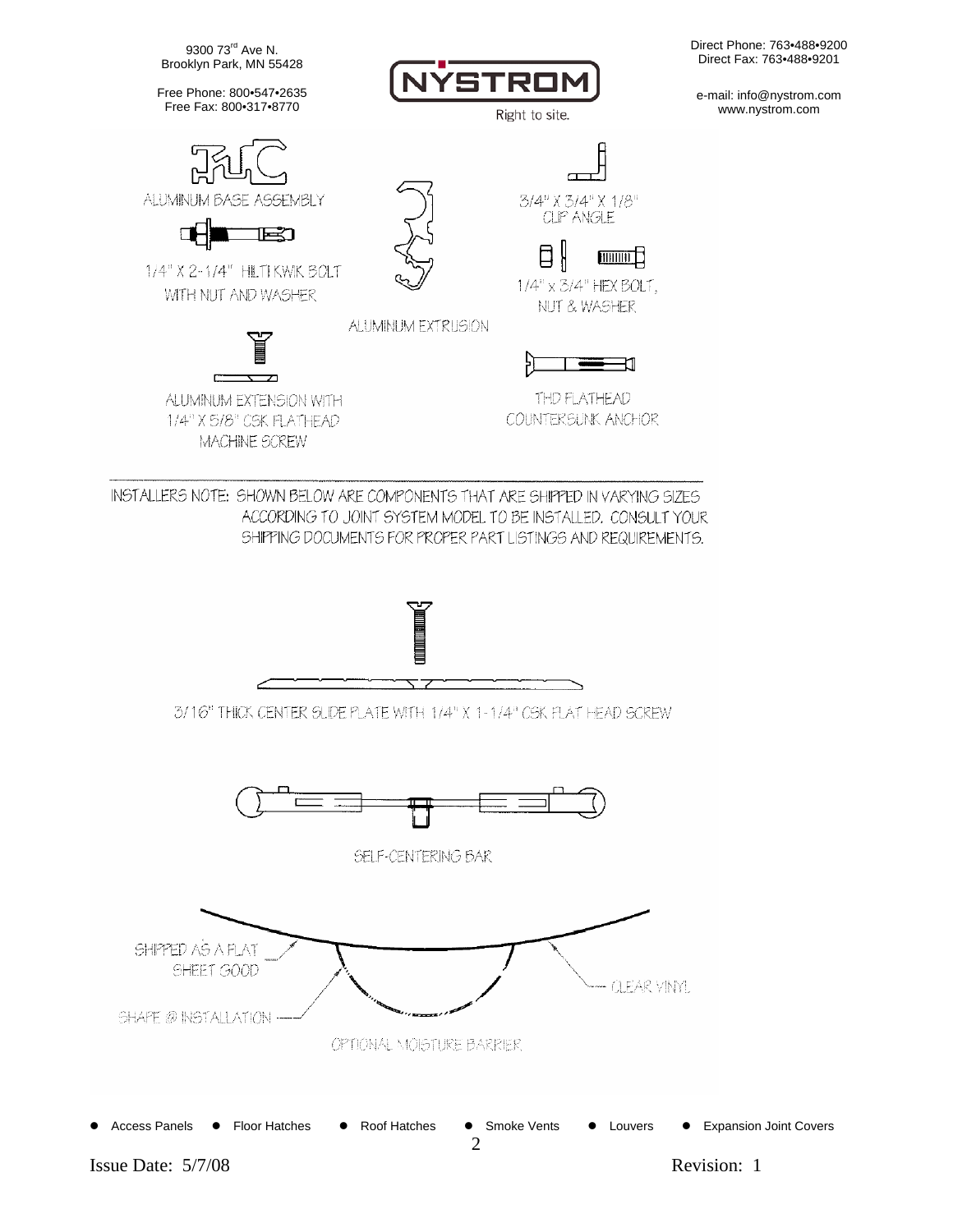9300 73rd Ave N.
Brooklyn Park, MN 55428

Free Phone: 800•547•2635
Free Fax: 800•317•8770

NYSTROM
Right to site.

Direct Phone: 763•488•9200
Direct Fax: 763•488•9201

e-mail: info@nystrom.com
www.nystrom.com

ALUMINUM BASE ASSEMBLY

1/4" X 2-1/4" HILTI KWIK BOLT WITH NUT AND WASHER

ALUMINUM EXTRUSION

3/4" X 3/4" X 1/8" CLIP ANGLE

1/4" x 3/4" HEX BOLT, NUT & WASHER

ALUMINUM EXTENSION WITH 1/4" X 5/8" CSK FLATHEAD MACHINE SCREW

THD FLATHEAD COUNTERSUNK ANCHOR

INSTALLERS NOTE: SHOWN BELOW ARE COMPONENTS THAT ARE SHIPPED IN VARYING SIZES ACCORDING TO JOINT SYSTEM MODEL TO BE INSTALLED. CONSULT YOUR SHIPPING DOCUMENTS FOR PROPER PART LISTINGS AND REQUIREMENTS.

3/16" THICK CENTER SLIDE PLATE WITH 1/4" X 1-1/4" CSK FLAT HEAD SCREW

SELF-CENTERING BAR

SHIPPED AS A FLAT SHEET GOOD

SHAPE @ INSTALLATION

CLEAR VINYL

OPTIONAL MOISTURE BARRIER

- Access Panels
- Floor Hatches
- Roof Hatches
- Smoke Vents
- Louvers
- Expansion Joint Covers

Issue Date: 5/7/08 Revision: 1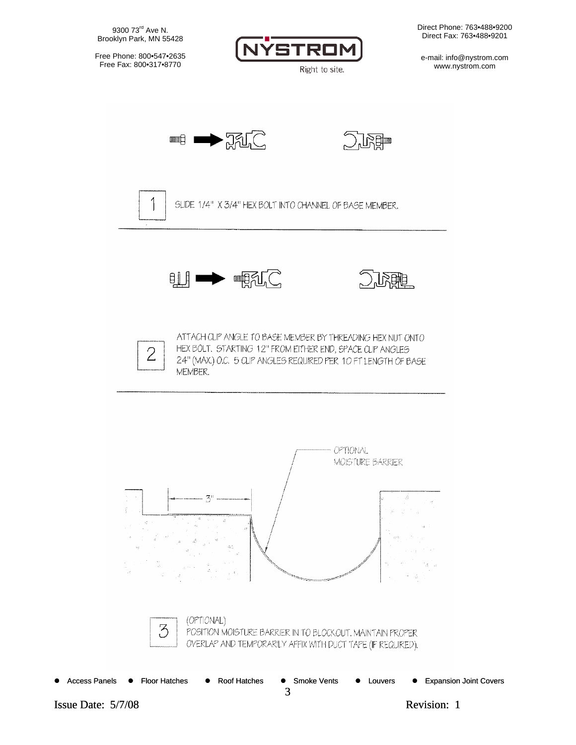1. SLIDE 1/4" X 3/4" HEX BOLT INTO CHANNEL OF BASE MEMBER.

---

2. ATTACH CLIP ANGLE TO BASE MEMBER BY THREADING HEX NUT ONTO HEX BOLT. STARTING 12" FROM EITHER END, SPACE CLIP ANGLES 24" (MAX.) O.C. 5 CLIP ANGLES REQUIRED PER 10 FT LENGTH OF BASE MEMBER.

---

OPTIONAL MOISTURE BARRIER

3"

3. (OPTIONAL) POSITION MOISTURE BARRIER IN TO BLOCKOUT. MAINTAIN PROPER OVERLAP AND TEMPORARILY AFFIX WITH DUCT TAPE (IF REQUIRED).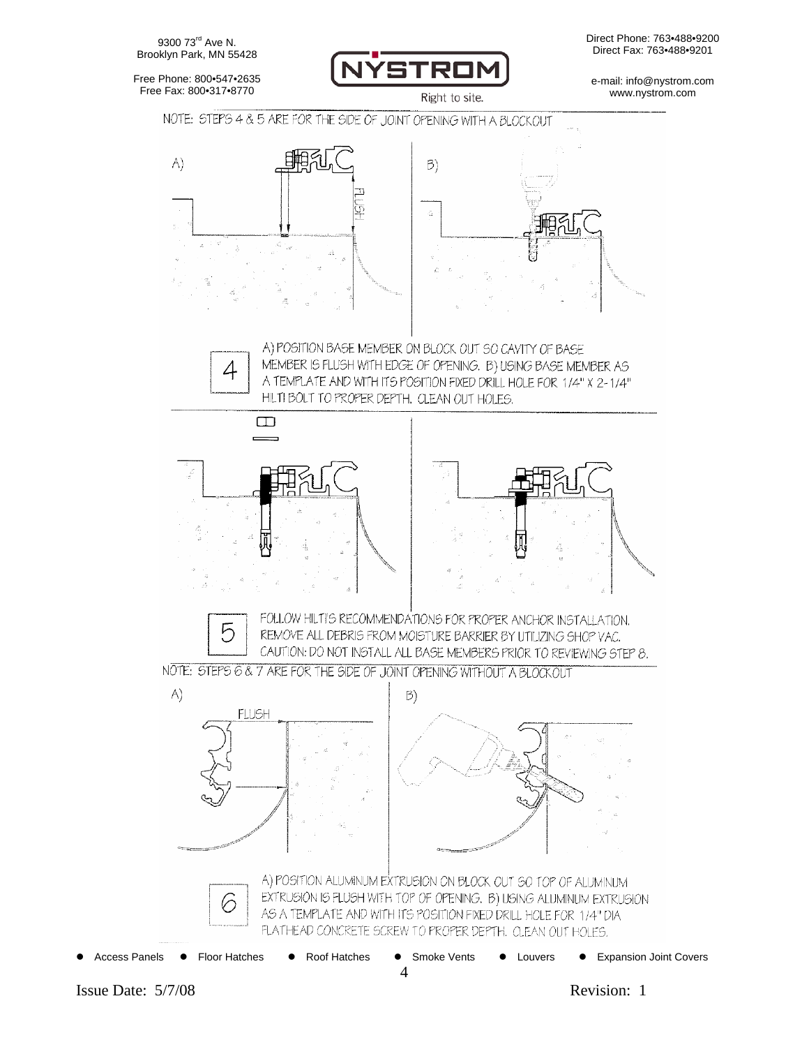NOTE: STEPS 4 & 5 ARE FOR THE SIDE OF JOINT OPENING WITH A BLOCKOUT

A)

FLUSH

B)

**4**

A) POSITION BASE MEMBER ON BLOCK OUT SO CAVITY OF BASE MEMBER IS FLUSH WITH EDGE OF OPENING. B) USING BASE MEMBER AS A TEMPLATE AND WITH ITS POSITION FIXED DRILL HOLE FOR 1/4" X 2-1/4" HILTI BOLT TO PROPER DEPTH. CLEAN OUT HOLES.

**5**

FOLLOW HILTI'S RECOMMENDATIONS FOR PROPER ANCHOR INSTALLATION. REMOVE ALL DEBRIS FROM MOISTURE BARRIER BY UTILIZING SHOP VAC. CAUTION: DO NOT INSTALL ALL BASE MEMBERS PRIOR TO REVIEWING STEP 8.

NOTE: STEPS 6 & 7 ARE FOR THE SIDE OF JOINT OPENING WITHOUT A BLOCKOUT

A)

FLUSH

B)

**6**

A) POSITION ALUMINUM EXTRUSION ON BLOCK OUT SO TOP OF ALUMINUM EXTRUSION IS FLUSH WITH TOP OF OPENING. B) USING ALUMINUM EXTRUSION AS A TEMPLATE AND WITH ITS POSITION FIXED DRILL HOLE FOR 1/4" DIA FLATHEAD CONCRETE SCREW TO PROPER DEPTH. CLEAN OUT HOLES.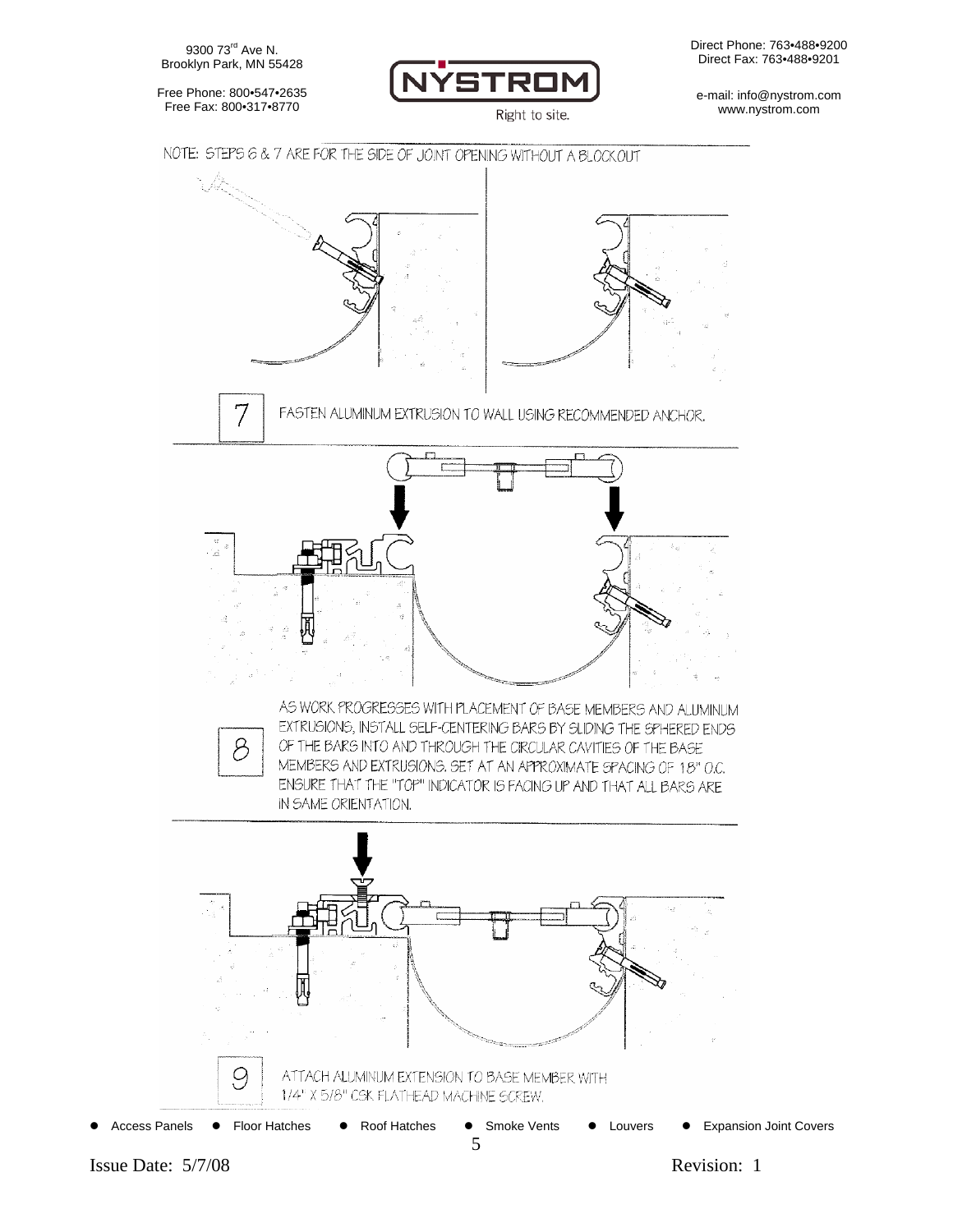NOTE: STEPS 6 & 7 ARE FOR THE SIDE OF JOINT OPENING WITHOUT A BLOCKOUT

**7** FASTEN ALUMINUM EXTRUSION TO WALL USING RECOMMENDED ANCHOR.

**8** AS WORK PROGRESSES WITH PLACEMENT OF BASE MEMBERS AND ALUMINUM EXTRUSIONS, INSTALL SELF-CENTERING BARS BY SLIDING THE SPHERED ENDS OF THE BARS INTO AND THROUGH THE CIRCULAR CAVITIES OF THE BASE MEMBERS AND EXTRUSIONS. SET AT AN APPROXIMATE SPACING OF 18" O.C. ENSURE THAT THE "TOP" INDICATOR IS FACING UP AND THAT ALL BARS ARE IN SAME ORIENTATION.

**9** ATTACH ALUMINUM EXTENSION TO BASE MEMBER WITH 1/4" X 5/8" CSK FLATHEAD MACHINE SCREW.

- Access Panels
- Floor Hatches
- Roof Hatches
- Smoke Vents
- Louvers
- Expansion Joint Covers

Issue Date: 5/7/08 Revision: 1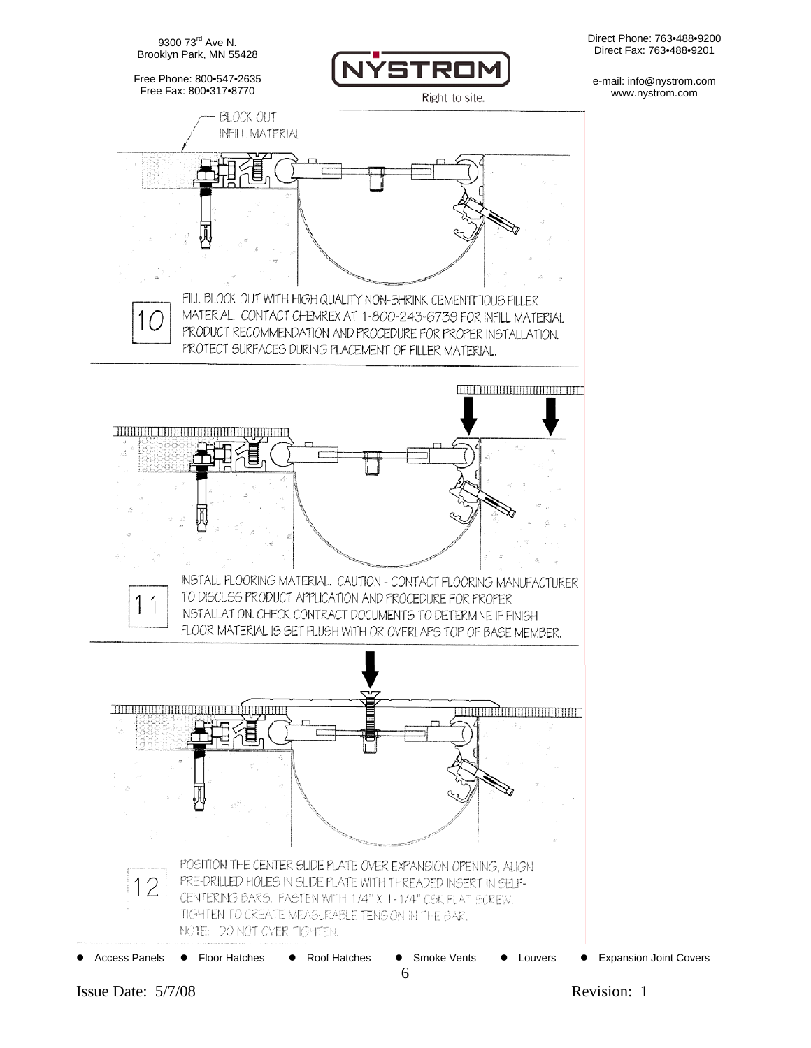9300 73rd Ave N.
Brooklyn Park, MN 55428

Free Phone: 800•547•2635
Free Fax: 800•317•8770

NYSTROM
Right to site.

Direct Phone: 763•488•9200
Direct Fax: 763•488•9201

e-mail: info@nystrom.com
www.nystrom.com

BLOCK OUT INFILL MATERIAL

**10** FILL BLOCK OUT WITH HIGH QUALITY NON-SHRINK CEMENTITIOUS FILLER MATERIAL. CONTACT CHEMREX AT 1-800-243-6739 FOR INFILL MATERIAL PRODUCT RECOMMENDATION AND PROCEDURE FOR PROPER INSTALLATION. PROTECT SURFACES DURING PLACEMENT OF FILLER MATERIAL.

**11** INSTALL FLOORING MATERIAL. CAUTION - CONTACT FLOORING MANUFACTURER TO DISCUSS PRODUCT APPLICATION AND PROCEDURE FOR PROPER INSTALLATION. CHECK CONTRACT DOCUMENTS TO DETERMINE IF FINISH FLOOR MATERIAL IS SET FLUSH WITH OR OVERLAPS TOP OF BASE MEMBER.

**12** POSITION THE CENTER SLIDE PLATE OVER EXPANSION OPENING, ALIGN PRE-DRILLED HOLES IN SLIDE PLATE WITH THREADED INSERT IN SELF-CENTERING BARS. FASTEN WITH 1/4" X 1-1/4" CSK FLAT SCREW. TIGHTEN TO CREATE MEASURABLE TENSION IN THE BAR. NOTE: DO NOT OVER TIGHTEN.

- Access Panels
- Floor Hatches
- Roof Hatches
- Smoke Vents
- Louvers
- Expansion Joint Covers

Issue Date: 5/7/08 Revision: 1